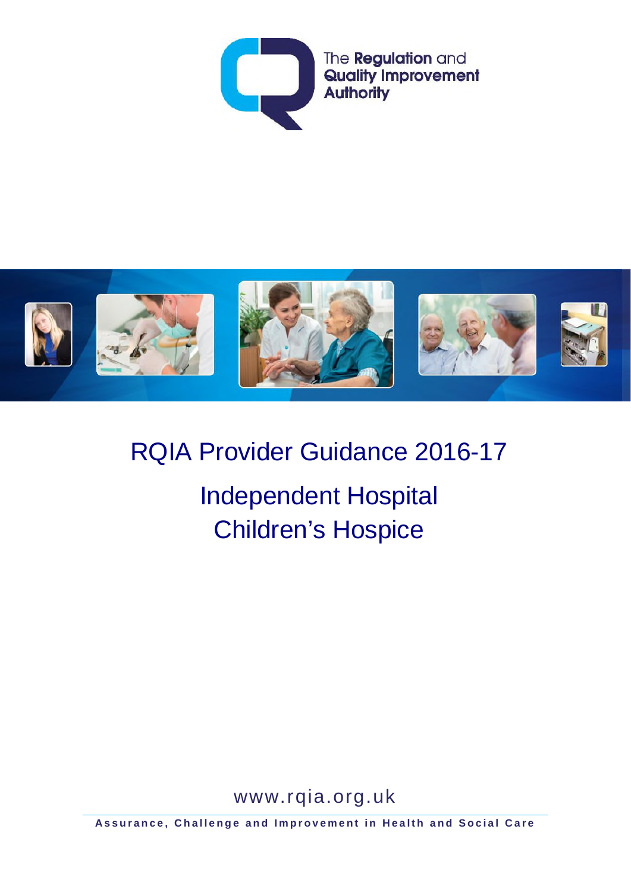The **Regulation** and **Quality Improvement Authority**

# RQIA Provider Guidance 2016-17

## Independent Hospital
## Children's Hospice

www.rqia.org.uk

**Assurance, Challenge and Improvement in Health and Social Care**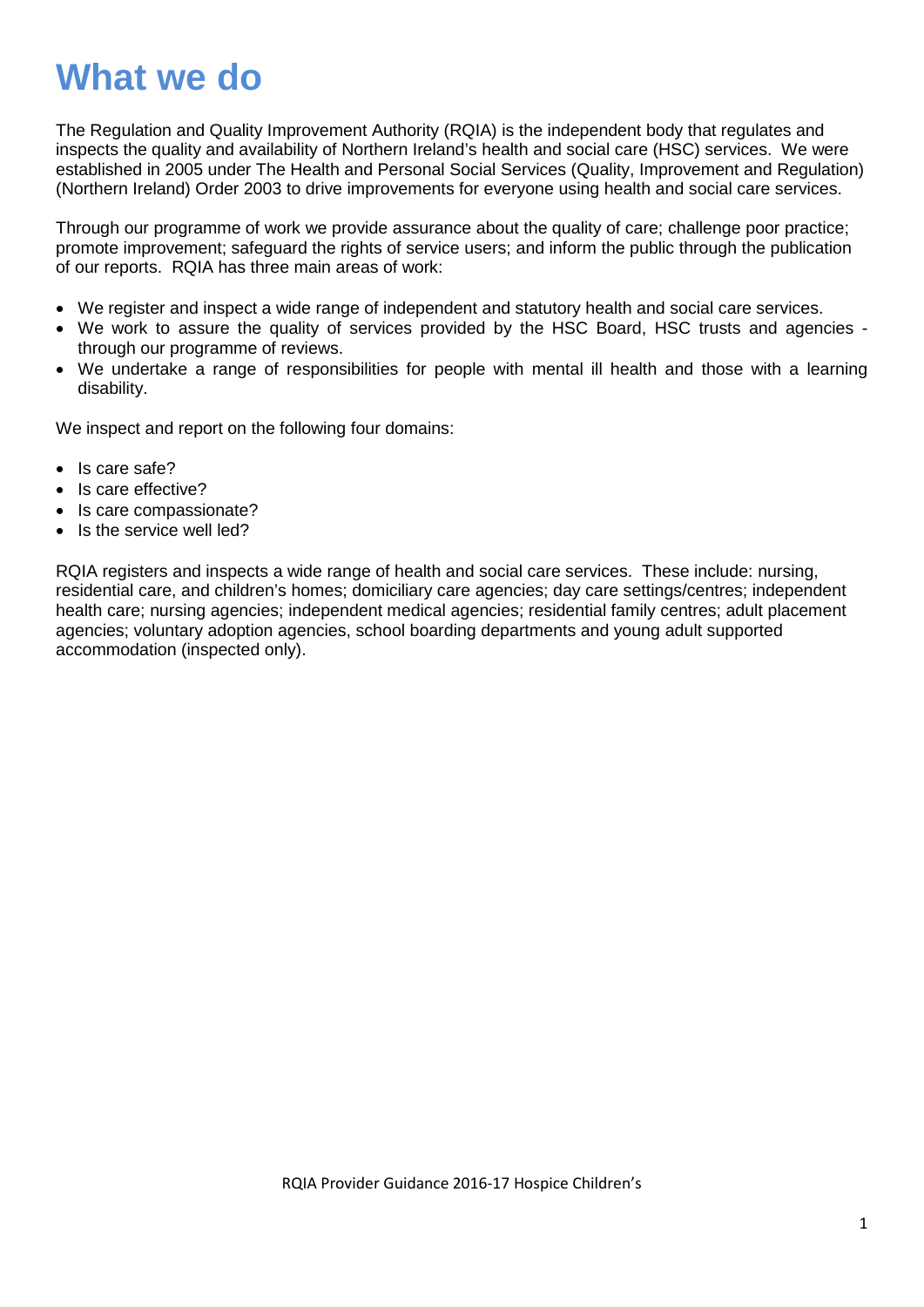# What we do

The Regulation and Quality Improvement Authority (RQIA) is the independent body that regulates and inspects the quality and availability of Northern Ireland's health and social care (HSC) services. We were established in 2005 under The Health and Personal Social Services (Quality, Improvement and Regulation) (Northern Ireland) Order 2003 to drive improvements for everyone using health and social care services.

Through our programme of work we provide assurance about the quality of care; challenge poor practice; promote improvement; safeguard the rights of service users; and inform the public through the publication of our reports. RQIA has three main areas of work:

- We register and inspect a wide range of independent and statutory health and social care services.
- We work to assure the quality of services provided by the HSC Board, HSC trusts and agencies - through our programme of reviews.
- We undertake a range of responsibilities for people with mental ill health and those with a learning disability.

We inspect and report on the following four domains:

- Is care safe?
- Is care effective?
- Is care compassionate?
- Is the service well led?

RQIA registers and inspects a wide range of health and social care services. These include: nursing, residential care, and children's homes; domiciliary care agencies; day care settings/centres; independent health care; nursing agencies; independent medical agencies; residential family centres; adult placement agencies; voluntary adoption agencies, school boarding departments and young adult supported accommodation (inspected only).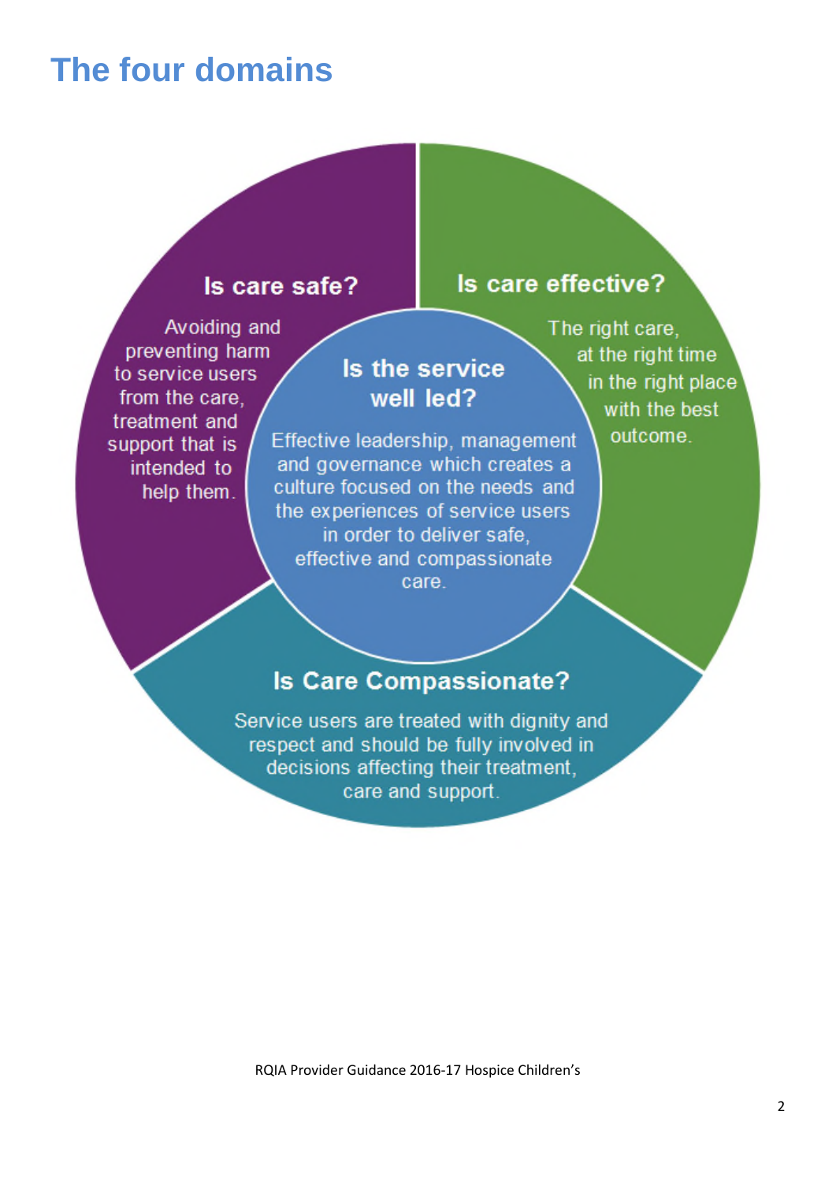# The four domains

**Is care safe?**

Avoiding and preventing harm to service users from the care, treatment and support that is intended to help them.

**Is care effective?**

The right care, at the right time in the right place with the best outcome.

**Is the service well led?**

Effective leadership, management and governance which creates a culture focused on the needs and the experiences of service users in order to deliver safe, effective and compassionate care.

**Is Care Compassionate?**

Service users are treated with dignity and respect and should be fully involved in decisions affecting their treatment, care and support.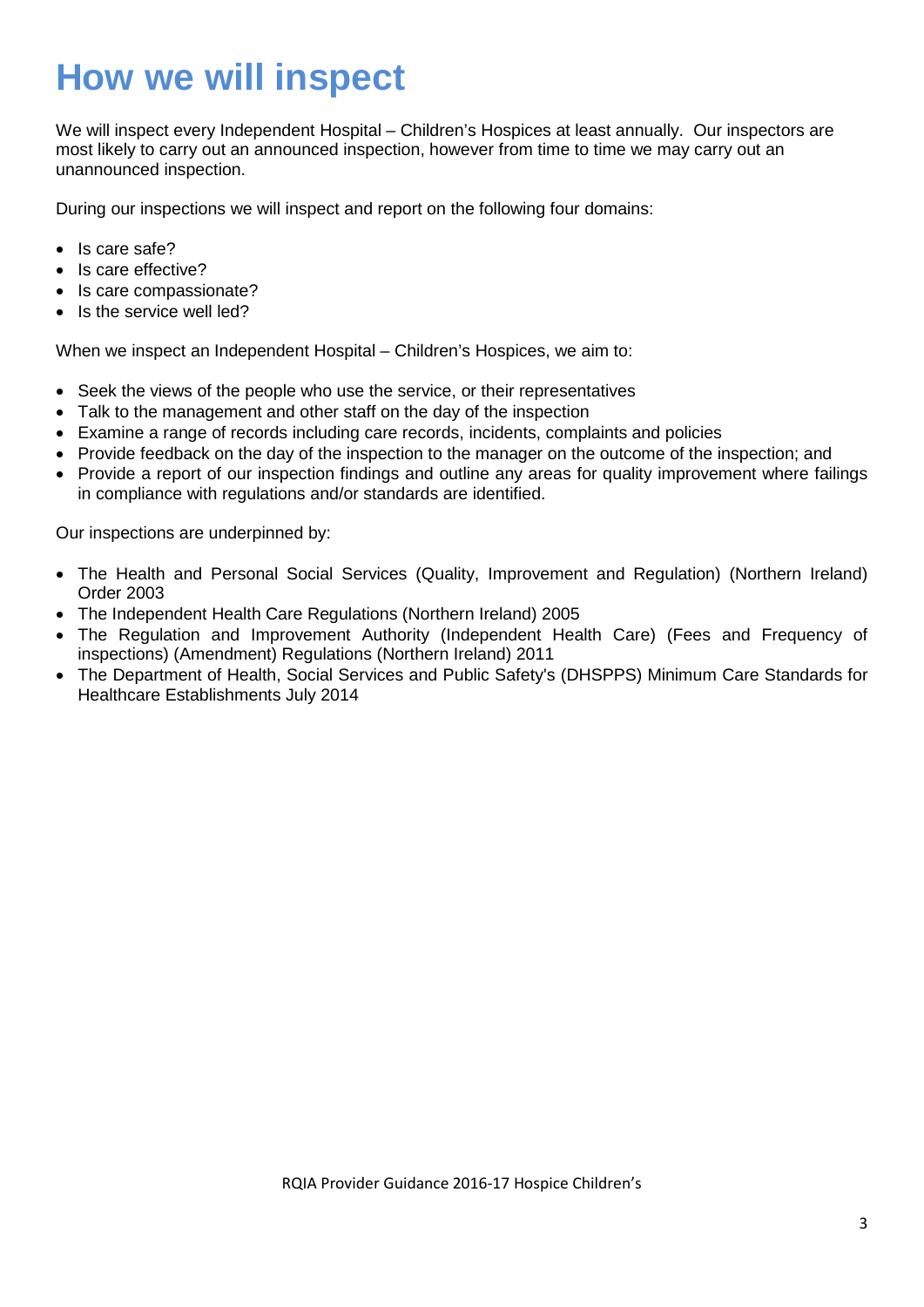# How we will inspect

We will inspect every Independent Hospital – Children's Hospices at least annually. Our inspectors are most likely to carry out an announced inspection, however from time to time we may carry out an unannounced inspection.

During our inspections we will inspect and report on the following four domains:

- Is care safe?
- Is care effective?
- Is care compassionate?
- Is the service well led?

When we inspect an Independent Hospital – Children's Hospices, we aim to:

- Seek the views of the people who use the service, or their representatives
- Talk to the management and other staff on the day of the inspection
- Examine a range of records including care records, incidents, complaints and policies
- Provide feedback on the day of the inspection to the manager on the outcome of the inspection; and
- Provide a report of our inspection findings and outline any areas for quality improvement where failings in compliance with regulations and/or standards are identified.

Our inspections are underpinned by:

- The Health and Personal Social Services (Quality, Improvement and Regulation) (Northern Ireland) Order 2003
- The Independent Health Care Regulations (Northern Ireland) 2005
- The Regulation and Improvement Authority (Independent Health Care) (Fees and Frequency of inspections) (Amendment) Regulations (Northern Ireland) 2011
- The Department of Health, Social Services and Public Safety's (DHSPPS) Minimum Care Standards for Healthcare Establishments July 2014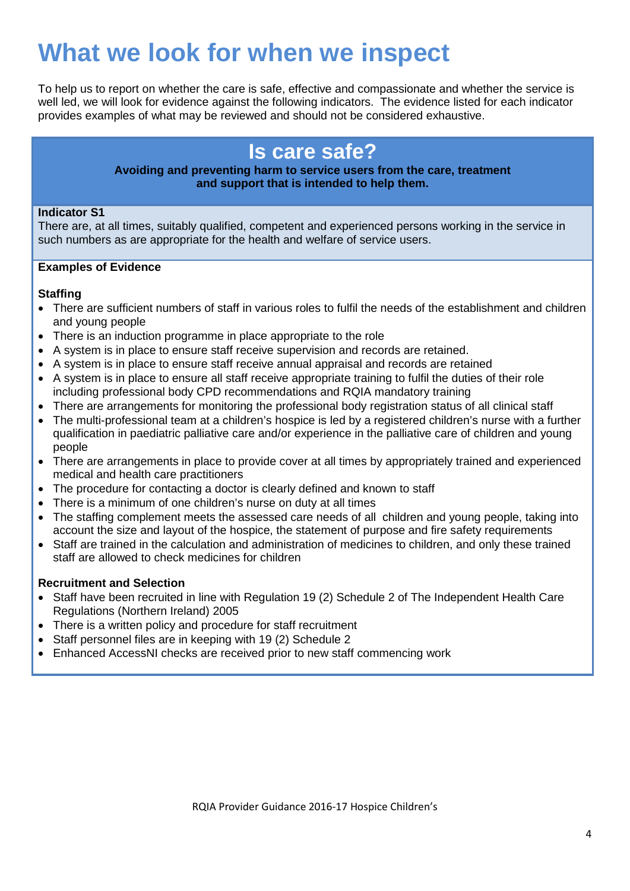# What we look for when we inspect

To help us to report on whether the care is safe, effective and compassionate and whether the service is well led, we will look for evidence against the following indicators. The evidence listed for each indicator provides examples of what may be reviewed and should not be considered exhaustive.

## Is care safe?

**Avoiding and preventing harm to service users from the care, treatment and support that is intended to help them.**

**Indicator S1**

There are, at all times, suitably qualified, competent and experienced persons working in the service in such numbers as are appropriate for the health and welfare of service users.

**Examples of Evidence**

**Staffing**

- There are sufficient numbers of staff in various roles to fulfil the needs of the establishment and children and young people
- There is an induction programme in place appropriate to the role
- A system is in place to ensure staff receive supervision and records are retained.
- A system is in place to ensure staff receive annual appraisal and records are retained
- A system is in place to ensure all staff receive appropriate training to fulfil the duties of their role including professional body CPD recommendations and RQIA mandatory training
- There are arrangements for monitoring the professional body registration status of all clinical staff
- The multi-professional team at a children's hospice is led by a registered children's nurse with a further qualification in paediatric palliative care and/or experience in the palliative care of children and young people
- There are arrangements in place to provide cover at all times by appropriately trained and experienced medical and health care practitioners
- The procedure for contacting a doctor is clearly defined and known to staff
- There is a minimum of one children's nurse on duty at all times
- The staffing complement meets the assessed care needs of all children and young people, taking into account the size and layout of the hospice, the statement of purpose and fire safety requirements
- Staff are trained in the calculation and administration of medicines to children, and only these trained staff are allowed to check medicines for children

**Recruitment and Selection**

- Staff have been recruited in line with Regulation 19 (2) Schedule 2 of The Independent Health Care Regulations (Northern Ireland) 2005
- There is a written policy and procedure for staff recruitment
- Staff personnel files are in keeping with 19 (2) Schedule 2
- Enhanced AccessNI checks are received prior to new staff commencing work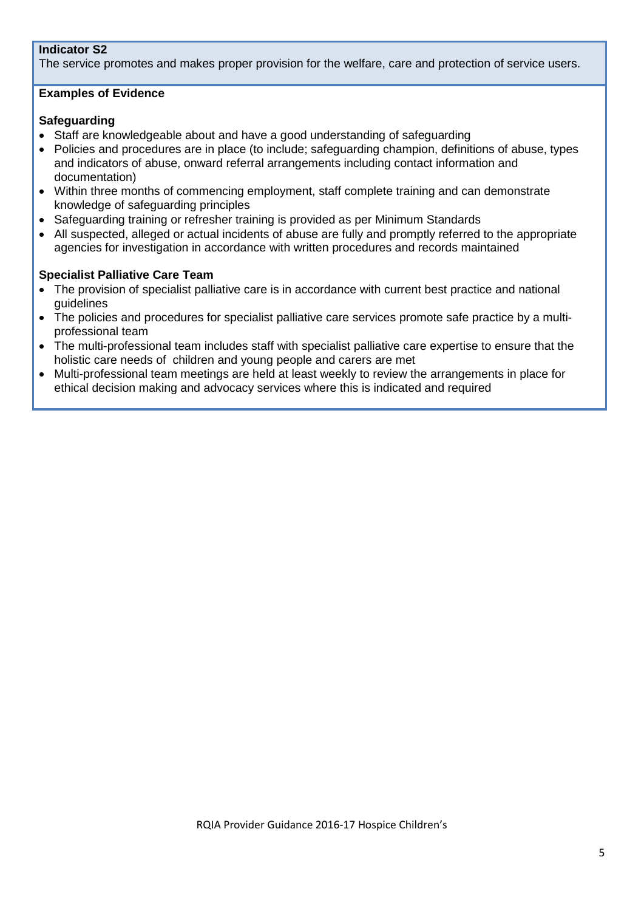**Indicator S2**

The service promotes and makes proper provision for the welfare, care and protection of service users.

**Examples of Evidence**

**Safeguarding**

- Staff are knowledgeable about and have a good understanding of safeguarding
- Policies and procedures are in place (to include; safeguarding champion, definitions of abuse, types and indicators of abuse, onward referral arrangements including contact information and documentation)
- Within three months of commencing employment, staff complete training and can demonstrate knowledge of safeguarding principles
- Safeguarding training or refresher training is provided as per Minimum Standards
- All suspected, alleged or actual incidents of abuse are fully and promptly referred to the appropriate agencies for investigation in accordance with written procedures and records maintained

**Specialist Palliative Care Team**

- The provision of specialist palliative care is in accordance with current best practice and national guidelines
- The policies and procedures for specialist palliative care services promote safe practice by a multi-professional team
- The multi-professional team includes staff with specialist palliative care expertise to ensure that the holistic care needs of children and young people and carers are met
- Multi-professional team meetings are held at least weekly to review the arrangements in place for ethical decision making and advocacy services where this is indicated and required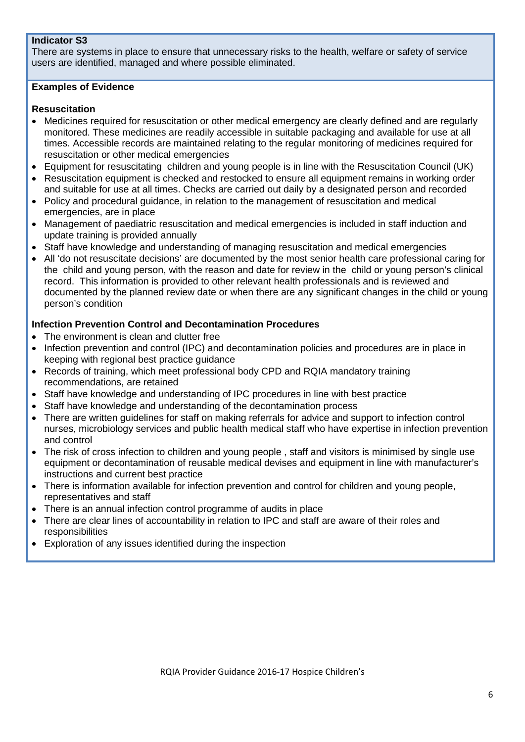**Indicator S3**

There are systems in place to ensure that unnecessary risks to the health, welfare or safety of service users are identified, managed and where possible eliminated.

**Examples of Evidence**

**Resuscitation**

- Medicines required for resuscitation or other medical emergency are clearly defined and are regularly monitored. These medicines are readily accessible in suitable packaging and available for use at all times. Accessible records are maintained relating to the regular monitoring of medicines required for resuscitation or other medical emergencies
- Equipment for resuscitating children and young people is in line with the Resuscitation Council (UK)
- Resuscitation equipment is checked and restocked to ensure all equipment remains in working order and suitable for use at all times. Checks are carried out daily by a designated person and recorded
- Policy and procedural guidance, in relation to the management of resuscitation and medical emergencies, are in place
- Management of paediatric resuscitation and medical emergencies is included in staff induction and update training is provided annually
- Staff have knowledge and understanding of managing resuscitation and medical emergencies
- All 'do not resuscitate decisions' are documented by the most senior health care professional caring for the child and young person, with the reason and date for review in the child or young person's clinical record. This information is provided to other relevant health professionals and is reviewed and documented by the planned review date or when there are any significant changes in the child or young person's condition

**Infection Prevention Control and Decontamination Procedures**

- The environment is clean and clutter free
- Infection prevention and control (IPC) and decontamination policies and procedures are in place in keeping with regional best practice guidance
- Records of training, which meet professional body CPD and RQIA mandatory training recommendations, are retained
- Staff have knowledge and understanding of IPC procedures in line with best practice
- Staff have knowledge and understanding of the decontamination process
- There are written guidelines for staff on making referrals for advice and support to infection control nurses, microbiology services and public health medical staff who have expertise in infection prevention and control
- The risk of cross infection to children and young people , staff and visitors is minimised by single use equipment or decontamination of reusable medical devises and equipment in line with manufacturer's instructions and current best practice
- There is information available for infection prevention and control for children and young people, representatives and staff
- There is an annual infection control programme of audits in place
- There are clear lines of accountability in relation to IPC and staff are aware of their roles and responsibilities
- Exploration of any issues identified during the inspection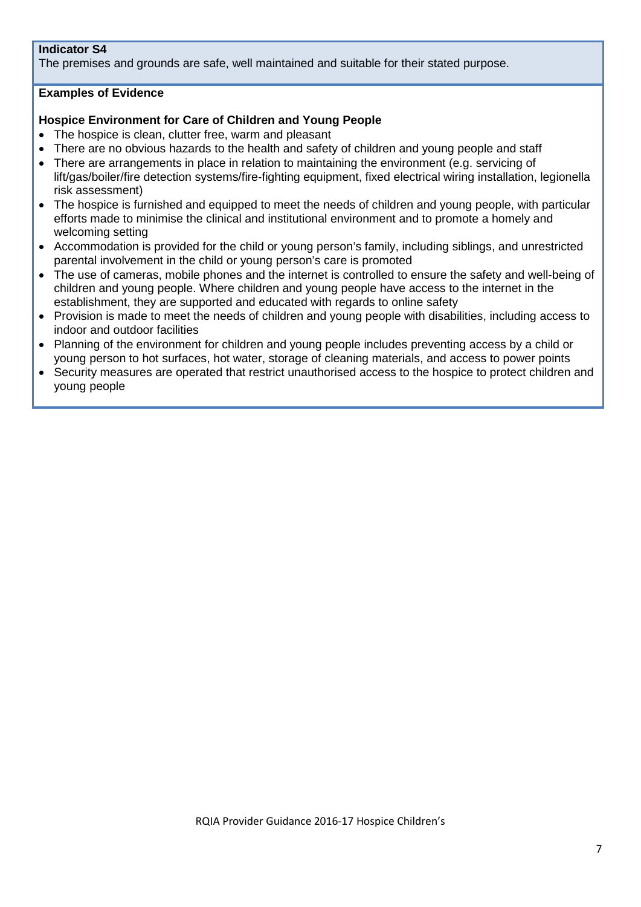**Indicator S4**

The premises and grounds are safe, well maintained and suitable for their stated purpose.

**Examples of Evidence**

**Hospice Environment for Care of Children and Young People**

- The hospice is clean, clutter free, warm and pleasant
- There are no obvious hazards to the health and safety of children and young people and staff
- There are arrangements in place in relation to maintaining the environment (e.g. servicing of lift/gas/boiler/fire detection systems/fire-fighting equipment, fixed electrical wiring installation, legionella risk assessment)
- The hospice is furnished and equipped to meet the needs of children and young people, with particular efforts made to minimise the clinical and institutional environment and to promote a homely and welcoming setting
- Accommodation is provided for the child or young person's family, including siblings, and unrestricted parental involvement in the child or young person's care is promoted
- The use of cameras, mobile phones and the internet is controlled to ensure the safety and well-being of children and young people. Where children and young people have access to the internet in the establishment, they are supported and educated with regards to online safety
- Provision is made to meet the needs of children and young people with disabilities, including access to indoor and outdoor facilities
- Planning of the environment for children and young people includes preventing access by a child or young person to hot surfaces, hot water, storage of cleaning materials, and access to power points
- Security measures are operated that restrict unauthorised access to the hospice to protect children and young people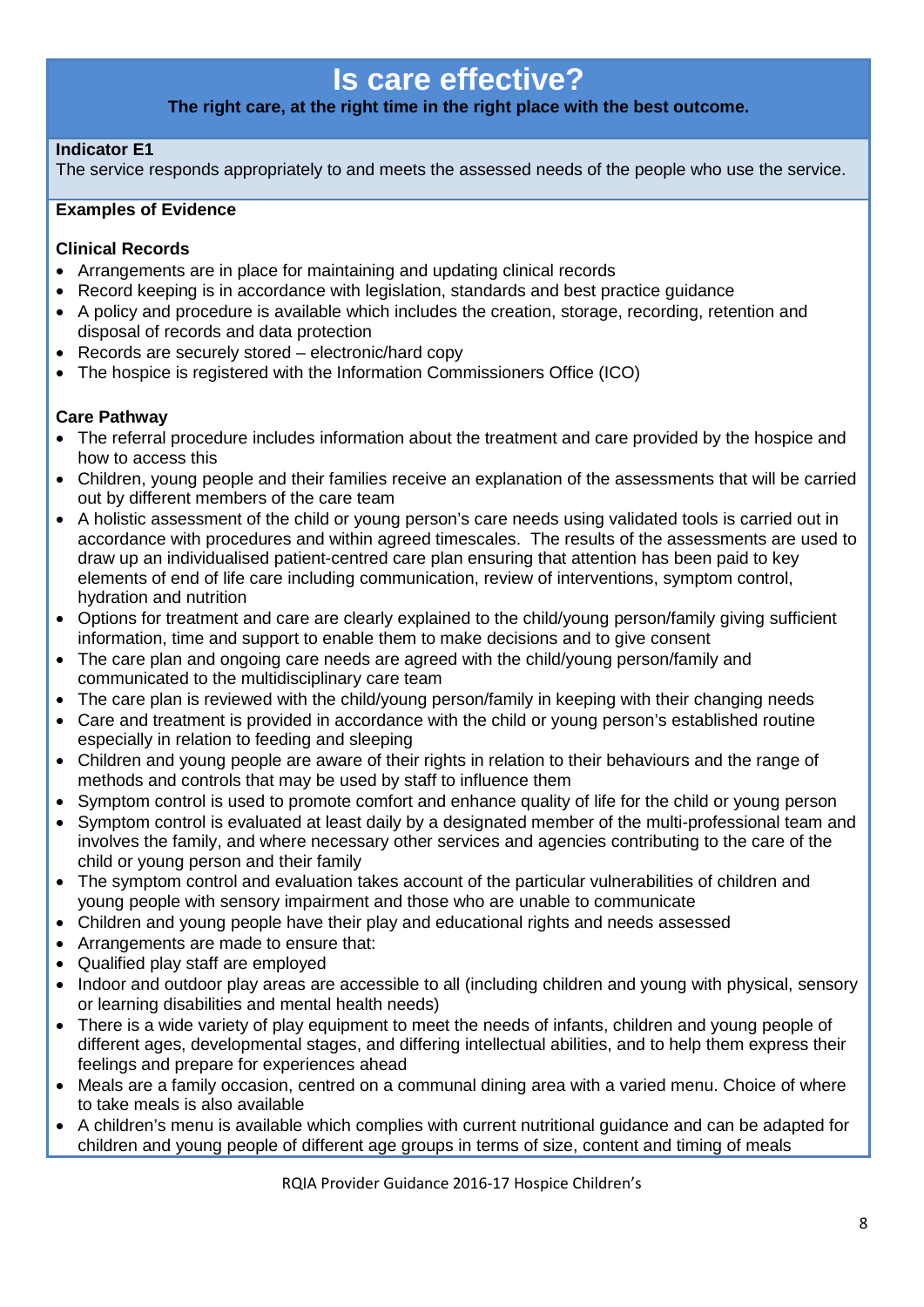# Is care effective?

**The right care, at the right time in the right place with the best outcome.**

**Indicator E1**

The service responds appropriately to and meets the assessed needs of the people who use the service.

**Examples of Evidence**

**Clinical Records**

- Arrangements are in place for maintaining and updating clinical records
- Record keeping is in accordance with legislation, standards and best practice guidance
- A policy and procedure is available which includes the creation, storage, recording, retention and disposal of records and data protection
- Records are securely stored – electronic/hard copy
- The hospice is registered with the Information Commissioners Office (ICO)

**Care Pathway**

- The referral procedure includes information about the treatment and care provided by the hospice and how to access this
- Children, young people and their families receive an explanation of the assessments that will be carried out by different members of the care team
- A holistic assessment of the child or young person's care needs using validated tools is carried out in accordance with procedures and within agreed timescales. The results of the assessments are used to draw up an individualised patient-centred care plan ensuring that attention has been paid to key elements of end of life care including communication, review of interventions, symptom control, hydration and nutrition
- Options for treatment and care are clearly explained to the child/young person/family giving sufficient information, time and support to enable them to make decisions and to give consent
- The care plan and ongoing care needs are agreed with the child/young person/family and communicated to the multidisciplinary care team
- The care plan is reviewed with the child/young person/family in keeping with their changing needs
- Care and treatment is provided in accordance with the child or young person's established routine especially in relation to feeding and sleeping
- Children and young people are aware of their rights in relation to their behaviours and the range of methods and controls that may be used by staff to influence them
- Symptom control is used to promote comfort and enhance quality of life for the child or young person
- Symptom control is evaluated at least daily by a designated member of the multi-professional team and involves the family, and where necessary other services and agencies contributing to the care of the child or young person and their family
- The symptom control and evaluation takes account of the particular vulnerabilities of children and young people with sensory impairment and those who are unable to communicate
- Children and young people have their play and educational rights and needs assessed
- Arrangements are made to ensure that:
- Qualified play staff are employed
- Indoor and outdoor play areas are accessible to all (including children and young with physical, sensory or learning disabilities and mental health needs)
- There is a wide variety of play equipment to meet the needs of infants, children and young people of different ages, developmental stages, and differing intellectual abilities, and to help them express their feelings and prepare for experiences ahead
- Meals are a family occasion, centred on a communal dining area with a varied menu. Choice of where to take meals is also available
- A children's menu is available which complies with current nutritional guidance and can be adapted for children and young people of different age groups in terms of size, content and timing of meals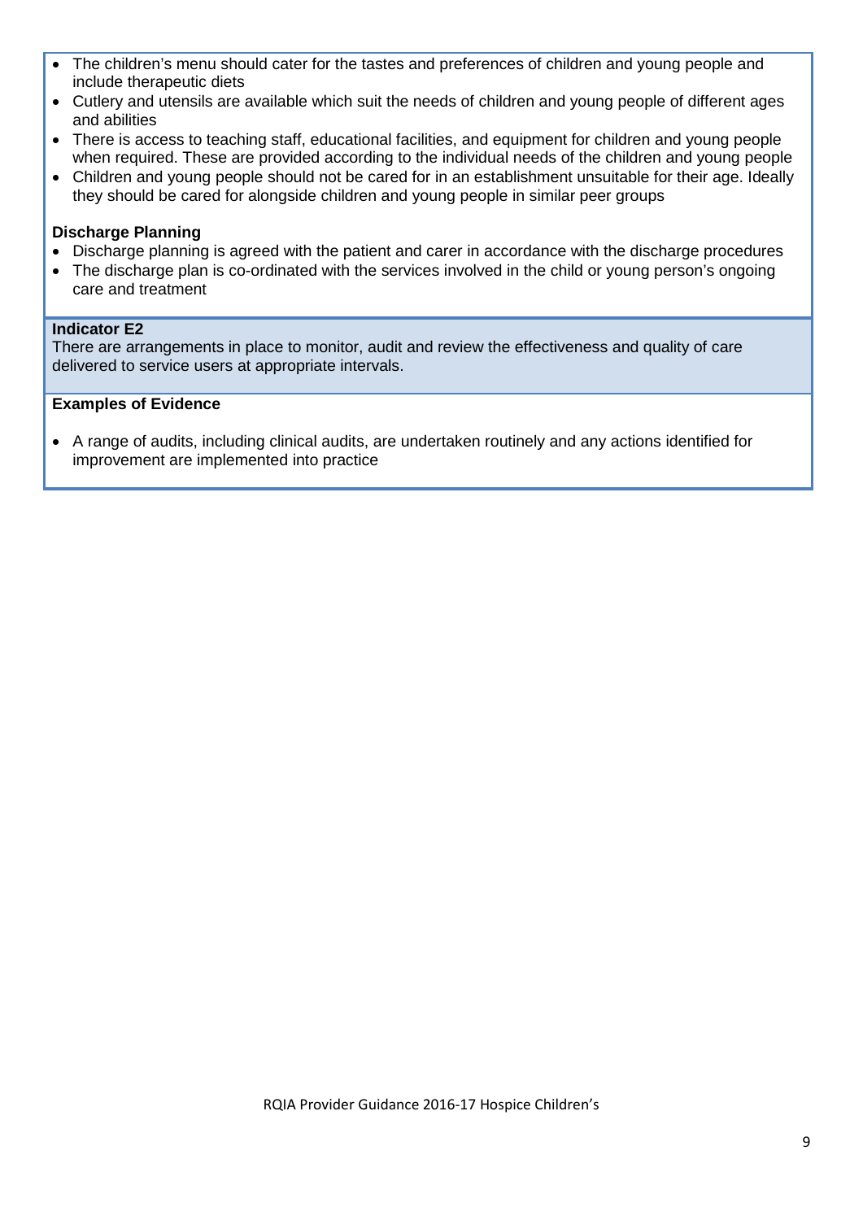- The children's menu should cater for the tastes and preferences of children and young people and include therapeutic diets
- Cutlery and utensils are available which suit the needs of children and young people of different ages and abilities
- There is access to teaching staff, educational facilities, and equipment for children and young people when required. These are provided according to the individual needs of the children and young people
- Children and young people should not be cared for in an establishment unsuitable for their age. Ideally they should be cared for alongside children and young people in similar peer groups

**Discharge Planning**

- Discharge planning is agreed with the patient and carer in accordance with the discharge procedures
- The discharge plan is co-ordinated with the services involved in the child or young person's ongoing care and treatment

**Indicator E2**

There are arrangements in place to monitor, audit and review the effectiveness and quality of care delivered to service users at appropriate intervals.

**Examples of Evidence**

- A range of audits, including clinical audits, are undertaken routinely and any actions identified for improvement are implemented into practice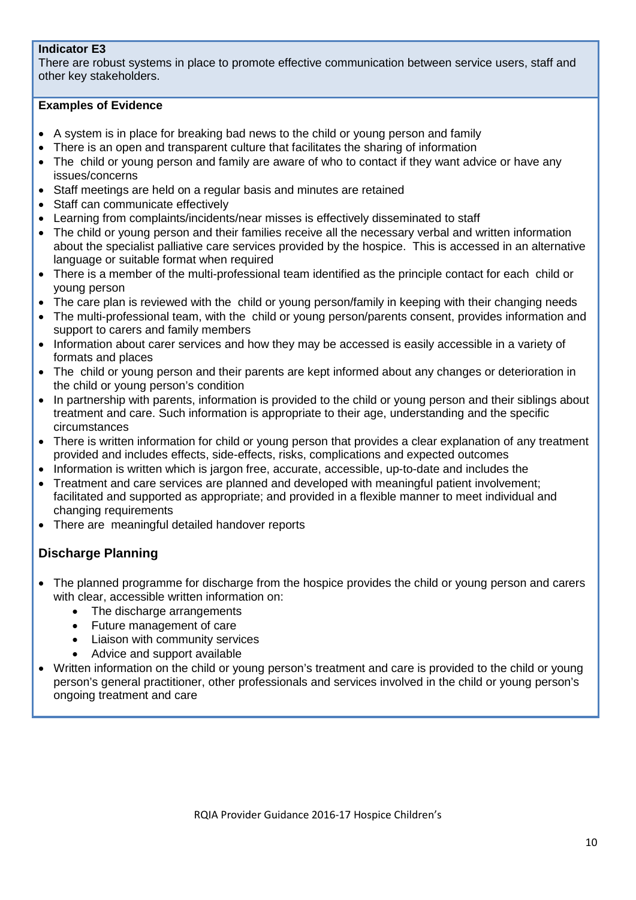**Indicator E3**

There are robust systems in place to promote effective communication between service users, staff and other key stakeholders.

**Examples of Evidence**

- A system is in place for breaking bad news to the child or young person and family
- There is an open and transparent culture that facilitates the sharing of information
- The child or young person and family are aware of who to contact if they want advice or have any issues/concerns
- Staff meetings are held on a regular basis and minutes are retained
- Staff can communicate effectively
- Learning from complaints/incidents/near misses is effectively disseminated to staff
- The child or young person and their families receive all the necessary verbal and written information about the specialist palliative care services provided by the hospice. This is accessed in an alternative language or suitable format when required
- There is a member of the multi-professional team identified as the principle contact for each child or young person
- The care plan is reviewed with the child or young person/family in keeping with their changing needs
- The multi-professional team, with the child or young person/parents consent, provides information and support to carers and family members
- Information about carer services and how they may be accessed is easily accessible in a variety of formats and places
- The child or young person and their parents are kept informed about any changes or deterioration in the child or young person's condition
- In partnership with parents, information is provided to the child or young person and their siblings about treatment and care. Such information is appropriate to their age, understanding and the specific circumstances
- There is written information for child or young person that provides a clear explanation of any treatment provided and includes effects, side-effects, risks, complications and expected outcomes
- Information is written which is jargon free, accurate, accessible, up-to-date and includes the
- Treatment and care services are planned and developed with meaningful patient involvement; facilitated and supported as appropriate; and provided in a flexible manner to meet individual and changing requirements
- There are meaningful detailed handover reports

## Discharge Planning

- The planned programme for discharge from the hospice provides the child or young person and carers with clear, accessible written information on:
    - The discharge arrangements
    - Future management of care
    - Liaison with community services
    - Advice and support available
- Written information on the child or young person's treatment and care is provided to the child or young person's general practitioner, other professionals and services involved in the child or young person's ongoing treatment and care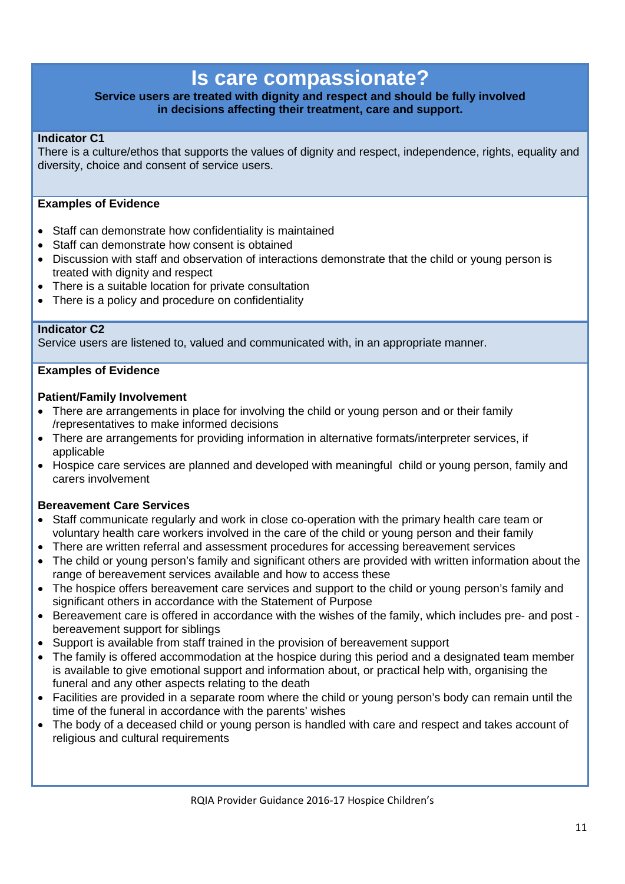# Is care compassionate?

**Service users are treated with dignity and respect and should be fully involved in decisions affecting their treatment, care and support.**

**Indicator C1**

There is a culture/ethos that supports the values of dignity and respect, independence, rights, equality and diversity, choice and consent of service users.

**Examples of Evidence**

- Staff can demonstrate how confidentiality is maintained
- Staff can demonstrate how consent is obtained
- Discussion with staff and observation of interactions demonstrate that the child or young person is treated with dignity and respect
- There is a suitable location for private consultation
- There is a policy and procedure on confidentiality

**Indicator C2**

Service users are listened to, valued and communicated with, in an appropriate manner.

**Examples of Evidence**

**Patient/Family Involvement**

- There are arrangements in place for involving the child or young person and or their family /representatives to make informed decisions
- There are arrangements for providing information in alternative formats/interpreter services, if applicable
- Hospice care services are planned and developed with meaningful child or young person, family and carers involvement

**Bereavement Care Services**

- Staff communicate regularly and work in close co-operation with the primary health care team or voluntary health care workers involved in the care of the child or young person and their family
- There are written referral and assessment procedures for accessing bereavement services
- The child or young person's family and significant others are provided with written information about the range of bereavement services available and how to access these
- The hospice offers bereavement care services and support to the child or young person's family and significant others in accordance with the Statement of Purpose
- Bereavement care is offered in accordance with the wishes of the family, which includes pre- and post -bereavement support for siblings
- Support is available from staff trained in the provision of bereavement support
- The family is offered accommodation at the hospice during this period and a designated team member is available to give emotional support and information about, or practical help with, organising the funeral and any other aspects relating to the death
- Facilities are provided in a separate room where the child or young person's body can remain until the time of the funeral in accordance with the parents' wishes
- The body of a deceased child or young person is handled with care and respect and takes account of religious and cultural requirements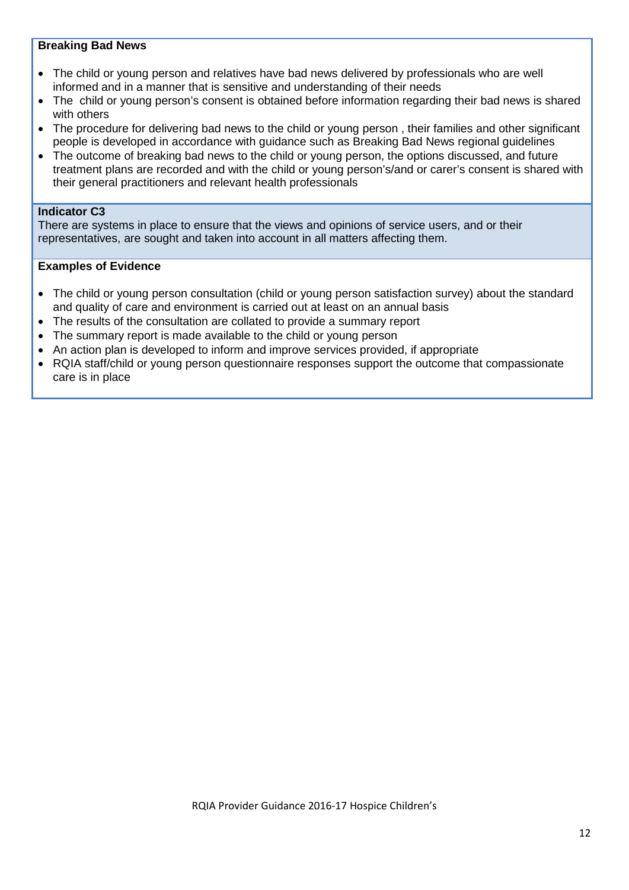**Breaking Bad News**

- The child or young person and relatives have bad news delivered by professionals who are well informed and in a manner that is sensitive and understanding of their needs
- The child or young person's consent is obtained before information regarding their bad news is shared with others
- The procedure for delivering bad news to the child or young person , their families and other significant people is developed in accordance with guidance such as Breaking Bad News regional guidelines
- The outcome of breaking bad news to the child or young person, the options discussed, and future treatment plans are recorded and with the child or young person's/and or carer's consent is shared with their general practitioners and relevant health professionals

**Indicator C3**

There are systems in place to ensure that the views and opinions of service users, and or their representatives, are sought and taken into account in all matters affecting them.

**Examples of Evidence**

- The child or young person consultation (child or young person satisfaction survey) about the standard and quality of care and environment is carried out at least on an annual basis
- The results of the consultation are collated to provide a summary report
- The summary report is made available to the child or young person
- An action plan is developed to inform and improve services provided, if appropriate
- RQIA staff/child or young person questionnaire responses support the outcome that compassionate care is in place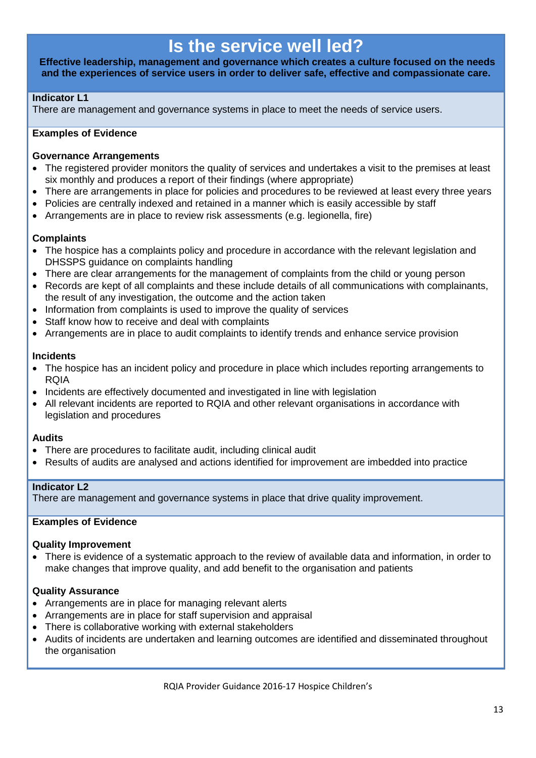# Is the service well led?

**Effective leadership, management and governance which creates a culture focused on the needs and the experiences of service users in order to deliver safe, effective and compassionate care.**

**Indicator L1**
There are management and governance systems in place to meet the needs of service users.

**Examples of Evidence**

**Governance Arrangements**

- The registered provider monitors the quality of services and undertakes a visit to the premises at least six monthly and produces a report of their findings (where appropriate)
- There are arrangements in place for policies and procedures to be reviewed at least every three years
- Policies are centrally indexed and retained in a manner which is easily accessible by staff
- Arrangements are in place to review risk assessments (e.g. legionella, fire)

**Complaints**

- The hospice has a complaints policy and procedure in accordance with the relevant legislation and DHSSPS guidance on complaints handling
- There are clear arrangements for the management of complaints from the child or young person
- Records are kept of all complaints and these include details of all communications with complainants, the result of any investigation, the outcome and the action taken
- Information from complaints is used to improve the quality of services
- Staff know how to receive and deal with complaints
- Arrangements are in place to audit complaints to identify trends and enhance service provision

**Incidents**

- The hospice has an incident policy and procedure in place which includes reporting arrangements to RQIA
- Incidents are effectively documented and investigated in line with legislation
- All relevant incidents are reported to RQIA and other relevant organisations in accordance with legislation and procedures

**Audits**

- There are procedures to facilitate audit, including clinical audit
- Results of audits are analysed and actions identified for improvement are imbedded into practice

**Indicator L2**
There are management and governance systems in place that drive quality improvement.

**Examples of Evidence**

**Quality Improvement**

- There is evidence of a systematic approach to the review of available data and information, in order to make changes that improve quality, and add benefit to the organisation and patients

**Quality Assurance**

- Arrangements are in place for managing relevant alerts
- Arrangements are in place for staff supervision and appraisal
- There is collaborative working with external stakeholders
- Audits of incidents are undertaken and learning outcomes are identified and disseminated throughout the organisation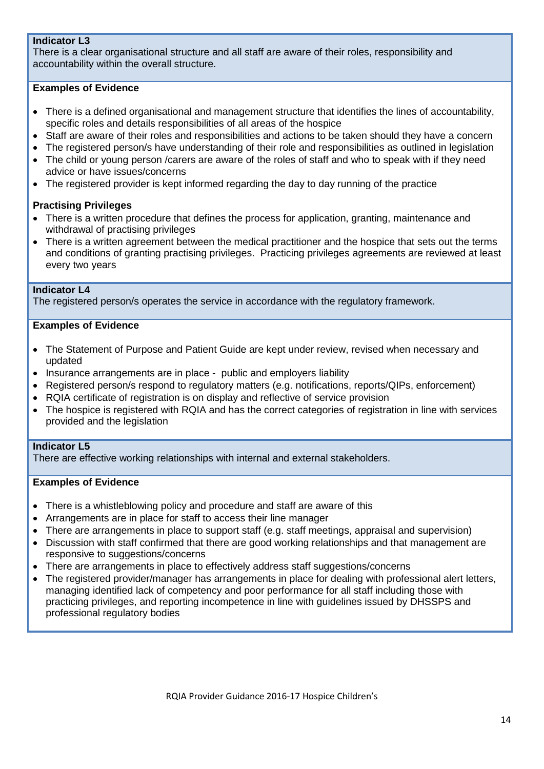**Indicator L3**

There is a clear organisational structure and all staff are aware of their roles, responsibility and accountability within the overall structure.

**Examples of Evidence**

- There is a defined organisational and management structure that identifies the lines of accountability, specific roles and details responsibilities of all areas of the hospice
- Staff are aware of their roles and responsibilities and actions to be taken should they have a concern
- The registered person/s have understanding of their role and responsibilities as outlined in legislation
- The child or young person /carers are aware of the roles of staff and who to speak with if they need advice or have issues/concerns
- The registered provider is kept informed regarding the day to day running of the practice

**Practising Privileges**

- There is a written procedure that defines the process for application, granting, maintenance and withdrawal of practising privileges
- There is a written agreement between the medical practitioner and the hospice that sets out the terms and conditions of granting practising privileges. Practicing privileges agreements are reviewed at least every two years

**Indicator L4**

The registered person/s operates the service in accordance with the regulatory framework.

**Examples of Evidence**

- The Statement of Purpose and Patient Guide are kept under review, revised when necessary and updated
- Insurance arrangements are in place - public and employers liability
- Registered person/s respond to regulatory matters (e.g. notifications, reports/QIPs, enforcement)
- RQIA certificate of registration is on display and reflective of service provision
- The hospice is registered with RQIA and has the correct categories of registration in line with services provided and the legislation

**Indicator L5**

There are effective working relationships with internal and external stakeholders.

**Examples of Evidence**

- There is a whistleblowing policy and procedure and staff are aware of this
- Arrangements are in place for staff to access their line manager
- There are arrangements in place to support staff (e.g. staff meetings, appraisal and supervision)
- Discussion with staff confirmed that there are good working relationships and that management are responsive to suggestions/concerns
- There are arrangements in place to effectively address staff suggestions/concerns
- The registered provider/manager has arrangements in place for dealing with professional alert letters, managing identified lack of competency and poor performance for all staff including those with practicing privileges, and reporting incompetence in line with guidelines issued by DHSSPS and professional regulatory bodies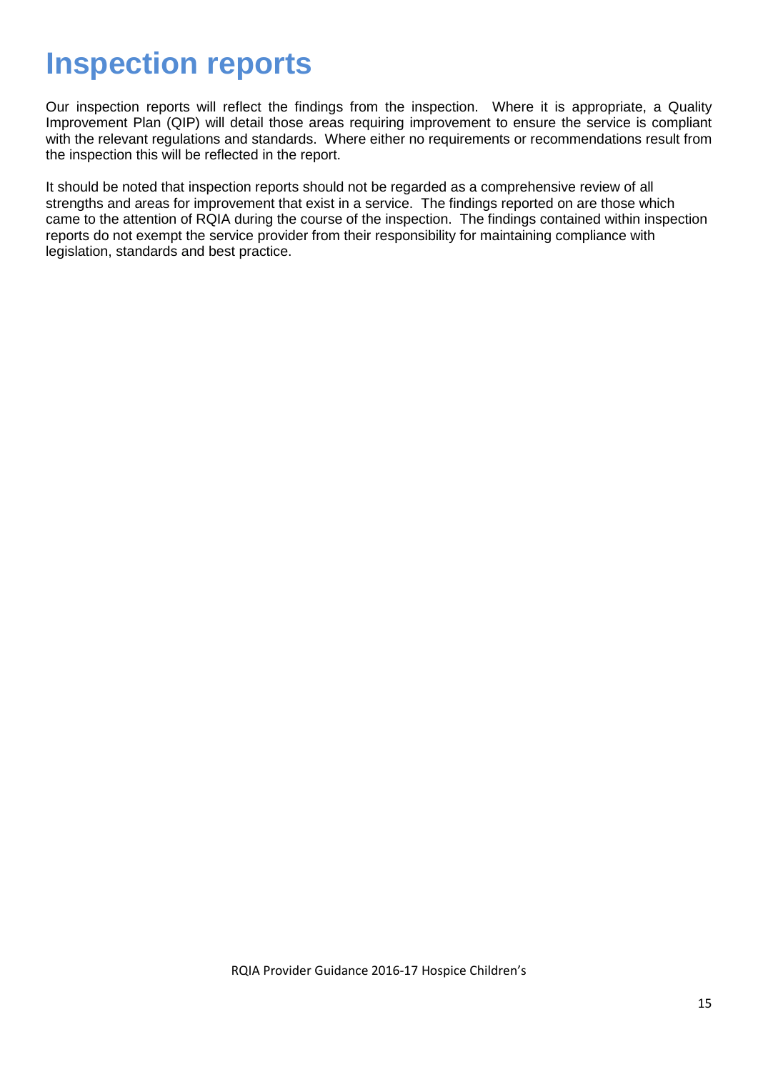# Inspection reports

Our inspection reports will reflect the findings from the inspection. Where it is appropriate, a Quality Improvement Plan (QIP) will detail those areas requiring improvement to ensure the service is compliant with the relevant regulations and standards. Where either no requirements or recommendations result from the inspection this will be reflected in the report.

It should be noted that inspection reports should not be regarded as a comprehensive review of all strengths and areas for improvement that exist in a service. The findings reported on are those which came to the attention of RQIA during the course of the inspection. The findings contained within inspection reports do not exempt the service provider from their responsibility for maintaining compliance with legislation, standards and best practice.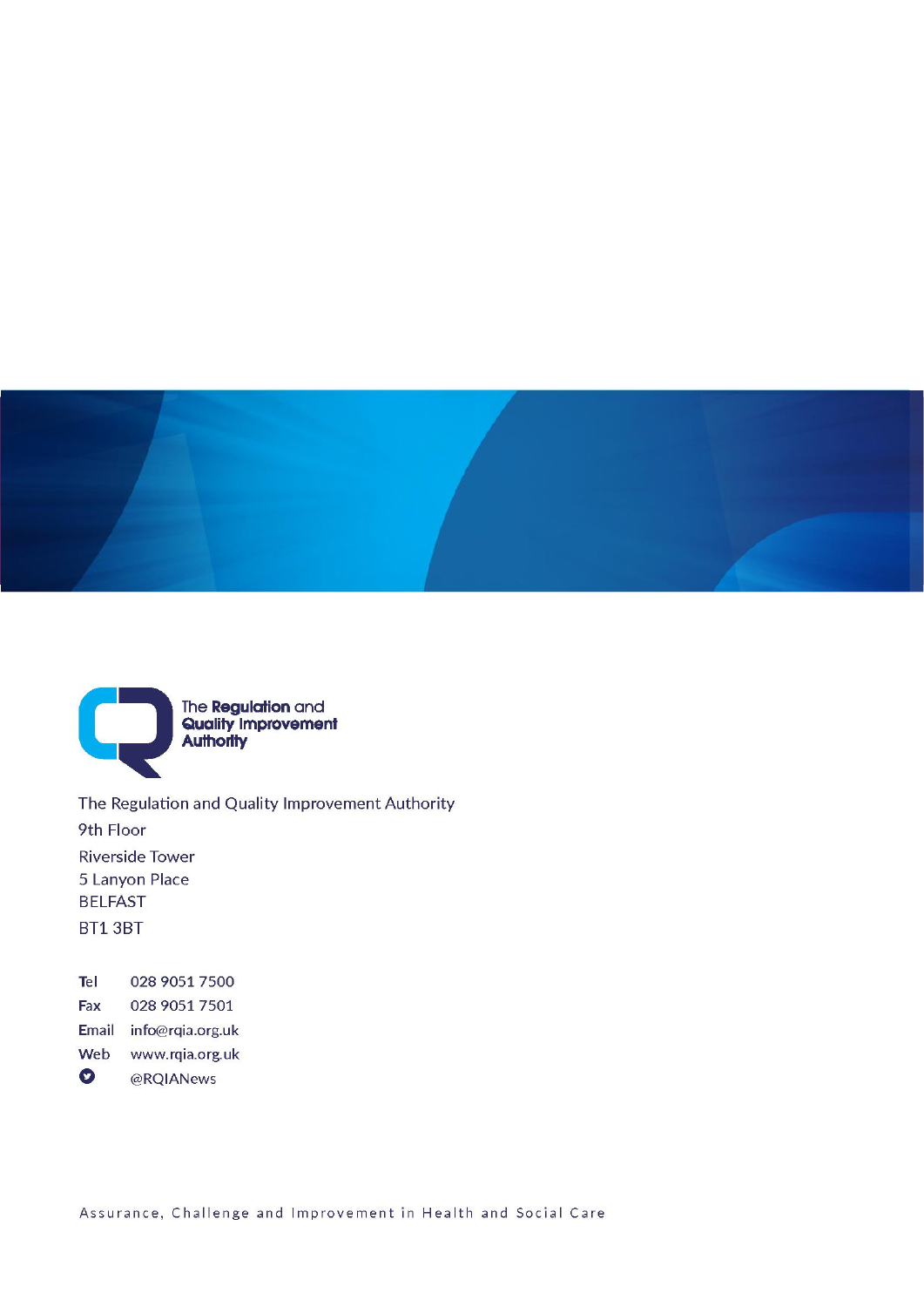The **Regulation** and **Quality Improvement Authority**

The Regulation and Quality Improvement Authority
9th Floor
Riverside Tower
5 Lanyon Place
BELFAST
BT1 3BT

| | |
|---|---|
| Tel | 028 9051 7500 |
| Fax | 028 9051 7501 |
| Email | info@rqia.org.uk |
| Web | www.rqia.org.uk |
| | @RQIANews |

Assurance, Challenge and Improvement in Health and Social Care